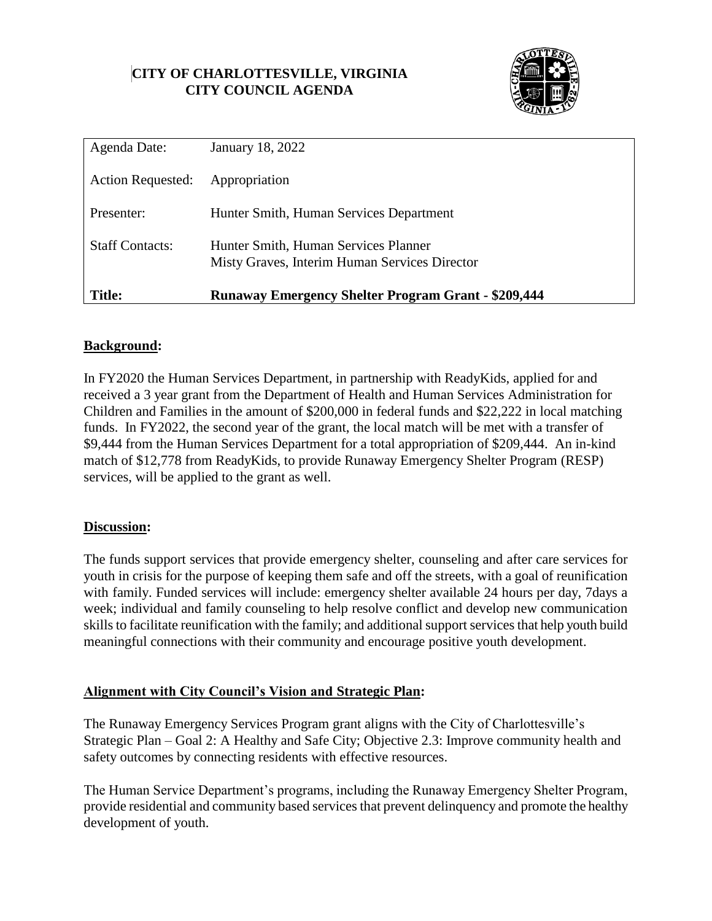**CITY OF CHARLOTTESVILLE, VIRGINIA**
**CITY COUNCIL AGENDA**

| Agenda Date: | January 18, 2022 |
|---|---|
| Action Requested: | Appropriation |
| Presenter: | Hunter Smith, Human Services Department |
| Staff Contacts: | Hunter Smith, Human Services Planner<br>Misty Graves, Interim Human Services Director |
| **Title:** | **Runaway Emergency Shelter Program Grant - $209,444** |

## Background:

In FY2020 the Human Services Department, in partnership with ReadyKids, applied for and received a 3 year grant from the Department of Health and Human Services Administration for Children and Families in the amount of $200,000 in federal funds and $22,222 in local matching funds. In FY2022, the second year of the grant, the local match will be met with a transfer of $9,444 from the Human Services Department for a total appropriation of $209,444. An in-kind match of $12,778 from ReadyKids, to provide Runaway Emergency Shelter Program (RESP) services, will be applied to the grant as well.

## Discussion:

The funds support services that provide emergency shelter, counseling and after care services for youth in crisis for the purpose of keeping them safe and off the streets, with a goal of reunification with family. Funded services will include: emergency shelter available 24 hours per day, 7days a week; individual and family counseling to help resolve conflict and develop new communication skills to facilitate reunification with the family; and additional support services that help youth build meaningful connections with their community and encourage positive youth development.

## Alignment with City Council's Vision and Strategic Plan:

The Runaway Emergency Services Program grant aligns with the City of Charlottesville's Strategic Plan – Goal 2: A Healthy and Safe City; Objective 2.3: Improve community health and safety outcomes by connecting residents with effective resources.

The Human Service Department's programs, including the Runaway Emergency Shelter Program, provide residential and community based services that prevent delinquency and promote the healthy development of youth.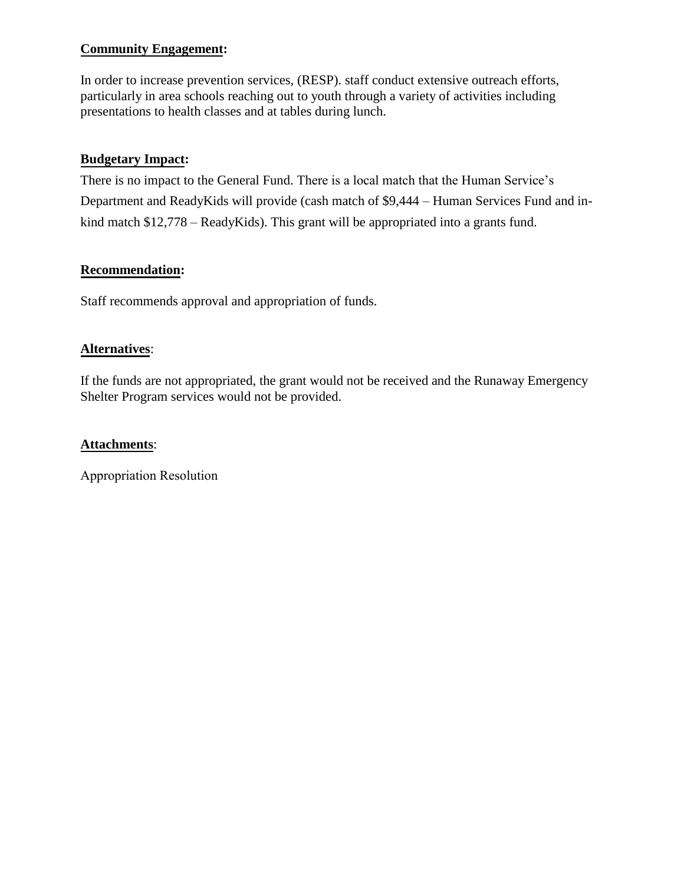**Community Engagement:**

In order to increase prevention services, (RESP). staff conduct extensive outreach efforts, particularly in area schools reaching out to youth through a variety of activities including presentations to health classes and at tables during lunch.

**Budgetary Impact:**

There is no impact to the General Fund. There is a local match that the Human Service's Department and ReadyKids will provide (cash match of $9,444 – Human Services Fund and in-kind match $12,778 – ReadyKids). This grant will be appropriated into a grants fund.

**Recommendation:**

Staff recommends approval and appropriation of funds.

**Alternatives**:

If the funds are not appropriated, the grant would not be received and the Runaway Emergency Shelter Program services would not be provided.

**Attachments**:

Appropriation Resolution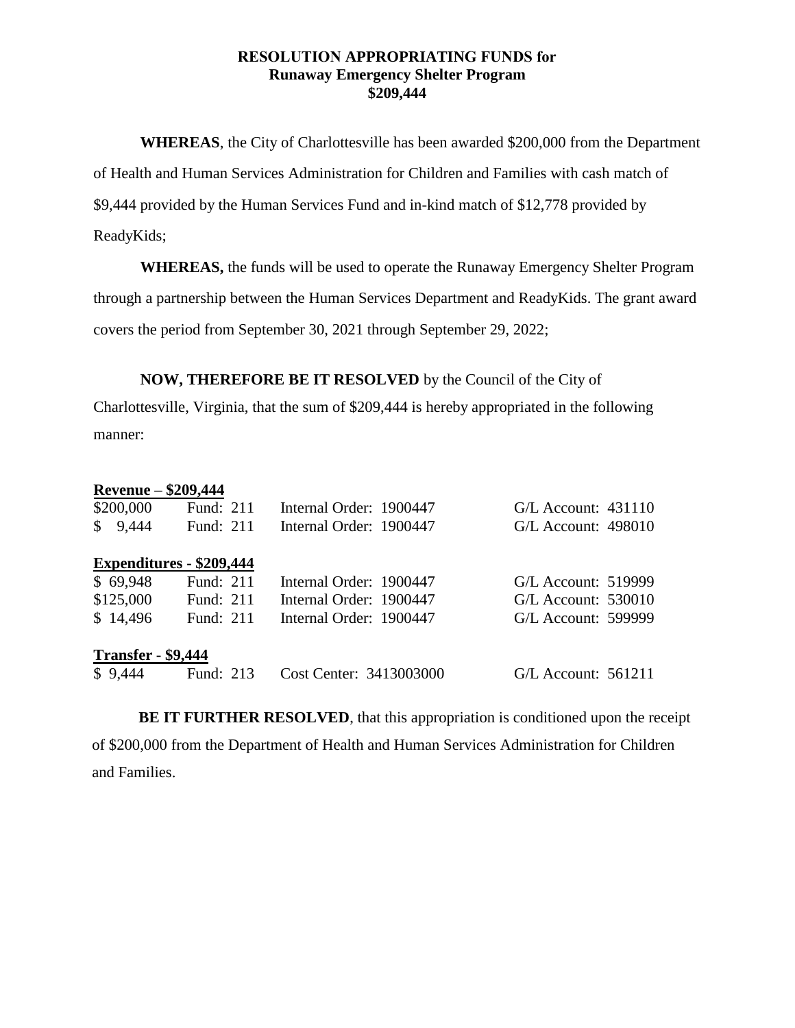**RESOLUTION APPROPRIATING FUNDS for**
**Runaway Emergency Shelter Program**
**$209,444**

**WHEREAS**, the City of Charlottesville has been awarded $200,000 from the Department of Health and Human Services Administration for Children and Families with cash match of $9,444 provided by the Human Services Fund and in-kind match of $12,778 provided by ReadyKids;

**WHEREAS,** the funds will be used to operate the Runaway Emergency Shelter Program through a partnership between the Human Services Department and ReadyKids. The grant award covers the period from September 30, 2021 through September 29, 2022;

**NOW, THEREFORE BE IT RESOLVED** by the Council of the City of Charlottesville, Virginia, that the sum of $209,444 is hereby appropriated in the following manner:

**Revenue – $209,444**

| | | | |
|---|---|---|---|
| $200,000 | Fund: 211 | Internal Order: 1900447 | G/L Account: 431110 |
| $ 9,444 | Fund: 211 | Internal Order: 1900447 | G/L Account: 498010 |

**Expenditures - $209,444**

| | | | |
|---|---|---|---|
| $ 69,948 | Fund: 211 | Internal Order: 1900447 | G/L Account: 519999 |
| $125,000 | Fund: 211 | Internal Order: 1900447 | G/L Account: 530010 |
| $ 14,496 | Fund: 211 | Internal Order: 1900447 | G/L Account: 599999 |

**Transfer - $9,444**

| | | | |
|---|---|---|---|
| $ 9,444 | Fund: 213 | Cost Center: 3413003000 | G/L Account: 561211 |

**BE IT FURTHER RESOLVED**, that this appropriation is conditioned upon the receipt of $200,000 from the Department of Health and Human Services Administration for Children and Families.